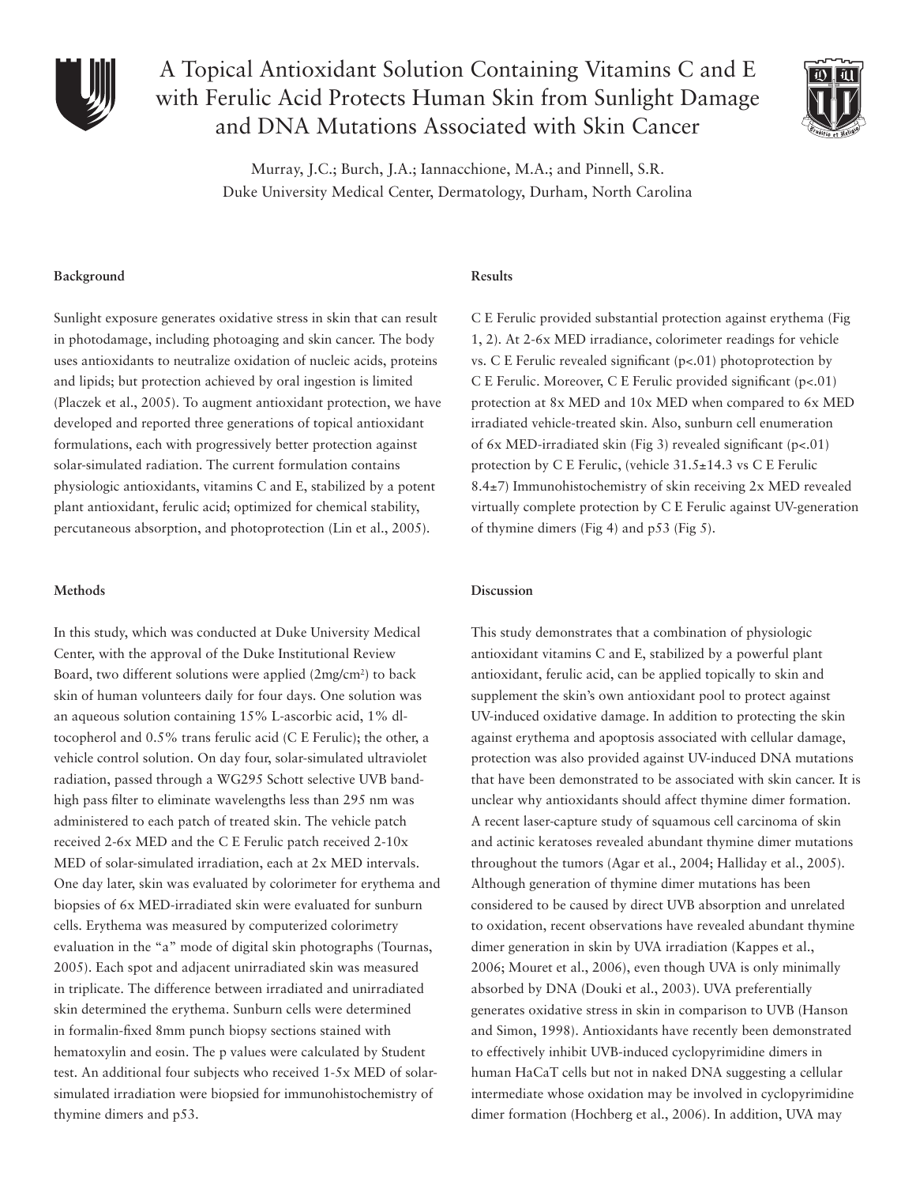# A Topical Antioxidant Solution Containing Vitamins C and E with Ferulic Acid Protects Human Skin from Sunlight Damage and DNA Mutations Associated with Skin Cancer

Murray, J.C.; Burch, J.A.; Iannacchione, M.A.; and Pinnell, S.R.
Duke University Medical Center, Dermatology, Durham, North Carolina

### Background

Sunlight exposure generates oxidative stress in skin that can result in photodamage, including photoaging and skin cancer. The body uses antioxidants to neutralize oxidation of nucleic acids, proteins and lipids; but protection achieved by oral ingestion is limited (Placzek et al., 2005). To augment antioxidant protection, we have developed and reported three generations of topical antioxidant formulations, each with progressively better protection against solar-simulated radiation. The current formulation contains physiologic antioxidants, vitamins C and E, stabilized by a potent plant antioxidant, ferulic acid; optimized for chemical stability, percutaneous absorption, and photoprotection (Lin et al., 2005).

### Methods

In this study, which was conducted at Duke University Medical Center, with the approval of the Duke Institutional Review Board, two different solutions were applied ($2mg/cm^2$) to back skin of human volunteers daily for four days. One solution was an aqueous solution containing 15% L-ascorbic acid, 1% dl-tocopherol and 0.5% trans ferulic acid (C E Ferulic); the other, a vehicle control solution. On day four, solar-simulated ultraviolet radiation, passed through a WG295 Schott selective UVB band-high pass filter to eliminate wavelengths less than 295 nm was administered to each patch of treated skin. The vehicle patch received 2-6x MED and the C E Ferulic patch received 2-10x MED of solar-simulated irradiation, each at 2x MED intervals. One day later, skin was evaluated by colorimeter for erythema and biopsies of 6x MED-irradiated skin were evaluated for sunburn cells. Erythema was measured by computerized colorimetry evaluation in the "a" mode of digital skin photographs (Tournas, 2005). Each spot and adjacent unirradiated skin was measured in triplicate. The difference between irradiated and unirradiated skin determined the erythema. Sunburn cells were determined in formalin-fixed 8mm punch biopsy sections stained with hematoxylin and eosin. The p values were calculated by Student test. An additional four subjects who received 1-5x MED of solar-simulated irradiation were biopsied for immunohistochemistry of thymine dimers and p53.

### Results

C E Ferulic provided substantial protection against erythema (Fig 1, 2). At 2-6x MED irradiance, colorimeter readings for vehicle vs. C E Ferulic revealed significant ($p<.01$) photoprotection by C E Ferulic. Moreover, C E Ferulic provided significant ($p<.01$) protection at 8x MED and 10x MED when compared to 6x MED irradiated vehicle-treated skin. Also, sunburn cell enumeration of 6x MED-irradiated skin (Fig 3) revealed significant ($p<.01$) protection by C E Ferulic, (vehicle $31.5\pm14.3$ vs C E Ferulic $8.4\pm7$) Immunohistochemistry of skin receiving 2x MED revealed virtually complete protection by C E Ferulic against UV-generation of thymine dimers (Fig 4) and p53 (Fig 5).

### Discussion

This study demonstrates that a combination of physiologic antioxidant vitamins C and E, stabilized by a powerful plant antioxidant, ferulic acid, can be applied topically to skin and supplement the skin's own antioxidant pool to protect against UV-induced oxidative damage. In addition to protecting the skin against erythema and apoptosis associated with cellular damage, protection was also provided against UV-induced DNA mutations that have been demonstrated to be associated with skin cancer. It is unclear why antioxidants should affect thymine dimer formation. A recent laser-capture study of squamous cell carcinoma of skin and actinic keratoses revealed abundant thymine dimer mutations throughout the tumors (Agar et al., 2004; Halliday et al., 2005). Although generation of thymine dimer mutations has been considered to be caused by direct UVB absorption and unrelated to oxidation, recent observations have revealed abundant thymine dimer generation in skin by UVA irradiation (Kappes et al., 2006; Mouret et al., 2006), even though UVA is only minimally absorbed by DNA (Douki et al., 2003). UVA preferentially generates oxidative stress in skin in comparison to UVB (Hanson and Simon, 1998). Antioxidants have recently been demonstrated to effectively inhibit UVB-induced cyclopyrimidine dimers in human HaCaT cells but not in naked DNA suggesting a cellular intermediate whose oxidation may be involved in cyclopyrimidine dimer formation (Hochberg et al., 2006). In addition, UVA may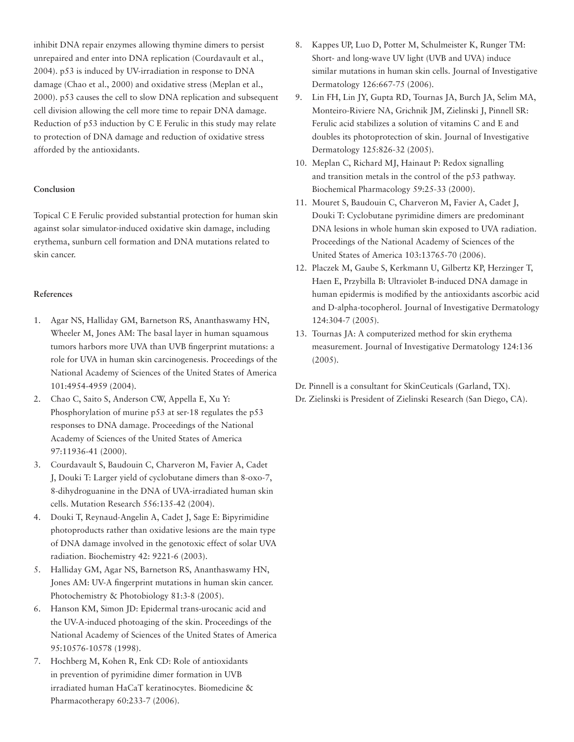inhibit DNA repair enzymes allowing thymine dimers to persist unrepaired and enter into DNA replication (Courdavault et al., 2004). p53 is induced by UV-irradiation in response to DNA damage (Chao et al., 2000) and oxidative stress (Meplan et al., 2000). p53 causes the cell to slow DNA replication and subsequent cell division allowing the cell more time to repair DNA damage. Reduction of p53 induction by C E Ferulic in this study may relate to protection of DNA damage and reduction of oxidative stress afforded by the antioxidants.

#### Conclusion

Topical C E Ferulic provided substantial protection for human skin against solar simulator-induced oxidative skin damage, including erythema, sunburn cell formation and DNA mutations related to skin cancer.

#### References

1. Agar NS, Halliday GM, Barnetson RS, Ananthaswamy HN, Wheeler M, Jones AM: The basal layer in human squamous tumors harbors more UVA than UVB fingerprint mutations: a role for UVA in human skin carcinogenesis. Proceedings of the National Academy of Sciences of the United States of America 101:4954-4959 (2004).
2. Chao C, Saito S, Anderson CW, Appella E, Xu Y: Phosphorylation of murine p53 at ser-18 regulates the p53 responses to DNA damage. Proceedings of the National Academy of Sciences of the United States of America 97:11936-41 (2000).
3. Courdavault S, Baudouin C, Charveron M, Favier A, Cadet J, Douki T: Larger yield of cyclobutane dimers than 8-oxo-7, 8-dihydroguanine in the DNA of UVA-irradiated human skin cells. Mutation Research 556:135-42 (2004).
4. Douki T, Reynaud-Angelin A, Cadet J, Sage E: Bipyrimidine photoproducts rather than oxidative lesions are the main type of DNA damage involved in the genotoxic effect of solar UVA radiation. Biochemistry 42: 9221-6 (2003).
5. Halliday GM, Agar NS, Barnetson RS, Ananthaswamy HN, Jones AM: UV-A fingerprint mutations in human skin cancer. Photochemistry & Photobiology 81:3-8 (2005).
6. Hanson KM, Simon JD: Epidermal trans-urocanic acid and the UV-A-induced photoaging of the skin. Proceedings of the National Academy of Sciences of the United States of America 95:10576-10578 (1998).
7. Hochberg M, Kohen R, Enk CD: Role of antioxidants in prevention of pyrimidine dimer formation in UVB irradiated human HaCaT keratinocytes. Biomedicine & Pharmacotherapy 60:233-7 (2006).
8. Kappes UP, Luo D, Potter M, Schulmeister K, Runger TM: Short- and long-wave UV light (UVB and UVA) induce similar mutations in human skin cells. Journal of Investigative Dermatology 126:667-75 (2006).
9. Lin FH, Lin JY, Gupta RD, Tournas JA, Burch JA, Selim MA, Monteiro-Riviere NA, Grichnik JM, Zielinski J, Pinnell SR: Ferulic acid stabilizes a solution of vitamins C and E and doubles its photoprotection of skin. Journal of Investigative Dermatology 125:826-32 (2005).
10. Meplan C, Richard MJ, Hainaut P: Redox signalling and transition metals in the control of the p53 pathway. Biochemical Pharmacology 59:25-33 (2000).
11. Mouret S, Baudouin C, Charveron M, Favier A, Cadet J, Douki T: Cyclobutane pyrimidine dimers are predominant DNA lesions in whole human skin exposed to UVA radiation. Proceedings of the National Academy of Sciences of the United States of America 103:13765-70 (2006).
12. Placzek M, Gaube S, Kerkmann U, Gilbertz KP, Herzinger T, Haen E, Przybilla B: Ultraviolet B-induced DNA damage in human epidermis is modified by the antioxidants ascorbic acid and D-alpha-tocopherol. Journal of Investigative Dermatology 124:304-7 (2005).
13. Tournas JA: A computerized method for skin erythema measurement. Journal of Investigative Dermatology 124:136 (2005).

Dr. Pinnell is a consultant for SkinCeuticals (Garland, TX).
Dr. Zielinski is President of Zielinski Research (San Diego, CA).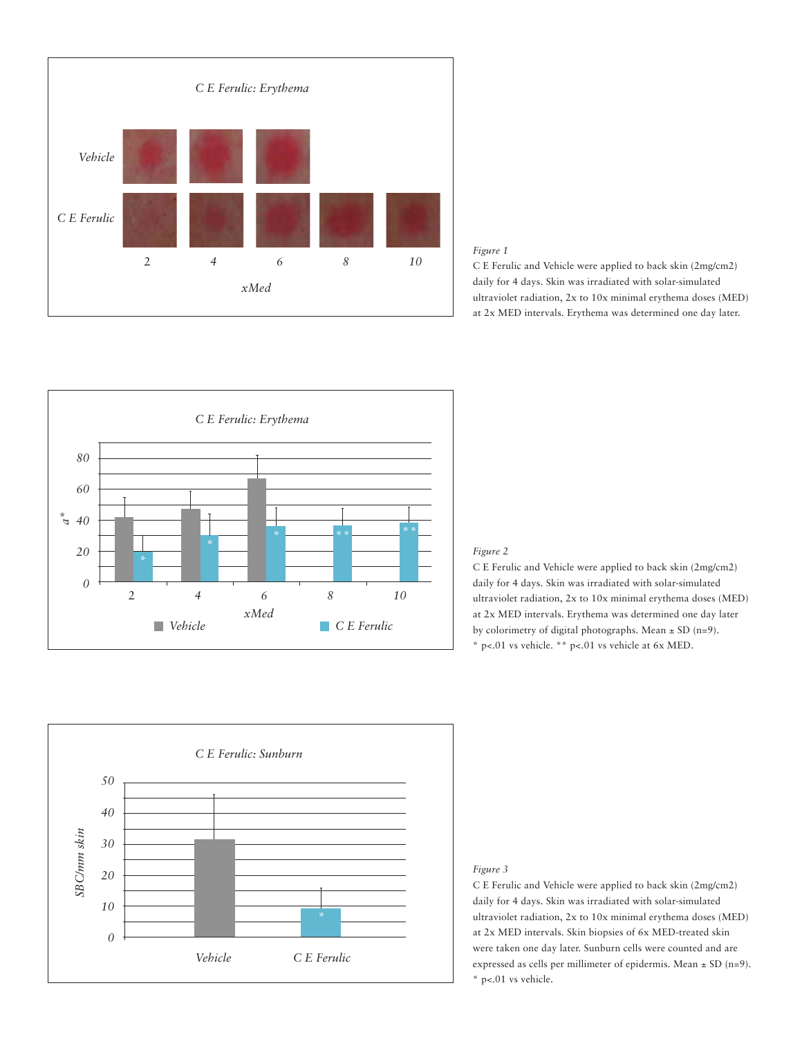*Figure 1*

C E Ferulic and Vehicle were applied to back skin (2mg/cm2) daily for 4 days. Skin was irradiated with solar-simulated ultraviolet radiation, 2x to 10x minimal erythema doses (MED) at 2x MED intervals. Erythema was determined one day later.

*Figure 2*

C E Ferulic and Vehicle were applied to back skin (2mg/cm2) daily for 4 days. Skin was irradiated with solar-simulated ultraviolet radiation, 2x to 10x minimal erythema doses (MED) at 2x MED intervals. Erythema was determined one day later by colorimetry of digital photographs. Mean ± SD (n=9). * p<.01 vs vehicle. ** p<.01 vs vehicle at 6x MED.

*Figure 3*

C E Ferulic and Vehicle were applied to back skin (2mg/cm2) daily for 4 days. Skin was irradiated with solar-simulated ultraviolet radiation, 2x to 10x minimal erythema doses (MED) at 2x MED intervals. Skin biopsies of 6x MED-treated skin were taken one day later. Sunburn cells were counted and are expressed as cells per millimeter of epidermis. Mean ± SD (n=9). * p<.01 vs vehicle.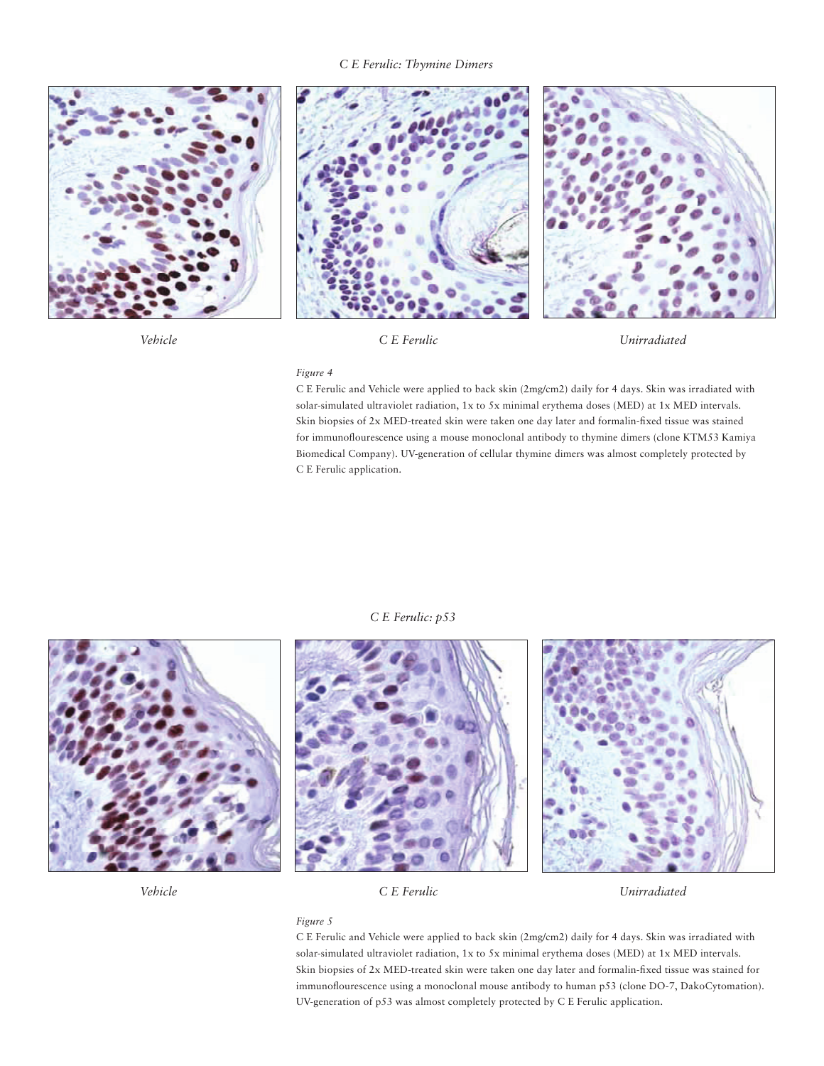*C E Ferulic: Thymine Dimers*

*Vehicle*

*C E Ferulic*

*Unirradiated*

*Figure 4*

C E Ferulic and Vehicle were applied to back skin (2mg/cm2) daily for 4 days. Skin was irradiated with solar-simulated ultraviolet radiation, 1x to 5x minimal erythema doses (MED) at 1x MED intervals. Skin biopsies of 2x MED-treated skin were taken one day later and formalin-fixed tissue was stained for immunoflourescence using a mouse monoclonal antibody to thymine dimers (clone KTM53 Kamiya Biomedical Company). UV-generation of cellular thymine dimers was almost completely protected by C E Ferulic application.

*C E Ferulic: p53*

*Vehicle*

*C E Ferulic*

*Unirradiated*

*Figure 5*

C E Ferulic and Vehicle were applied to back skin (2mg/cm2) daily for 4 days. Skin was irradiated with solar-simulated ultraviolet radiation, 1x to 5x minimal erythema doses (MED) at 1x MED intervals. Skin biopsies of 2x MED-treated skin were taken one day later and formalin-fixed tissue was stained for immunoflourescence using a monoclonal mouse antibody to human p53 (clone DO-7, DakoCytomation). UV-generation of p53 was almost completely protected by C E Ferulic application.